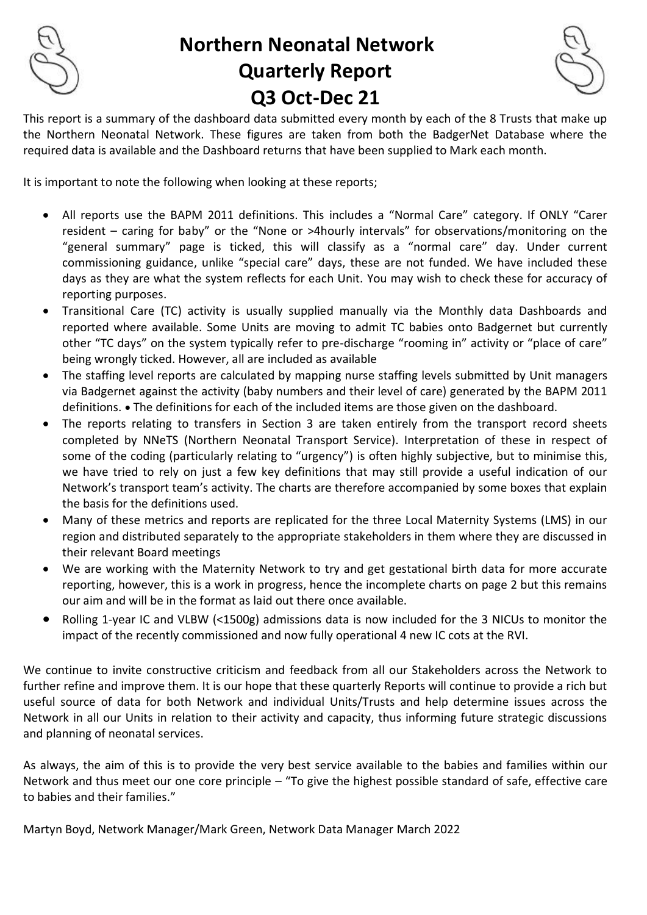# Northern Neonatal Network Quarterly Report Q3 Oct-Dec 21

This report is a summary of the dashboard data submitted every month by each of the 8 Trusts that make up the Northern Neonatal Network. These figures are taken from both the BadgerNet Database where the required data is available and the Dashboard returns that have been supplied to Mark each month.

It is important to note the following when looking at these reports;

- All reports use the BAPM 2011 definitions. This includes a "Normal Care" category. If ONLY "Carer resident – caring for baby" or the "None or >4hourly intervals" for observations/monitoring on the "general summary" page is ticked, this will classify as a "normal care" day. Under current commissioning guidance, unlike "special care" days, these are not funded. We have included these days as they are what the system reflects for each Unit. You may wish to check these for accuracy of reporting purposes.
- Transitional Care (TC) activity is usually supplied manually via the Monthly data Dashboards and reported where available. Some Units are moving to admit TC babies onto Badgernet but currently other "TC days" on the system typically refer to pre-discharge "rooming in" activity or "place of care" being wrongly ticked. However, all are included as available
- The staffing level reports are calculated by mapping nurse staffing levels submitted by Unit managers via Badgernet against the activity (baby numbers and their level of care) generated by the BAPM 2011 definitions. • The definitions for each of the included items are those given on the dashboard.
- The reports relating to transfers in Section 3 are taken entirely from the transport record sheets completed by NNeTS (Northern Neonatal Transport Service). Interpretation of these in respect of some of the coding (particularly relating to "urgency") is often highly subjective, but to minimise this, we have tried to rely on just a few key definitions that may still provide a useful indication of our Network's transport team's activity. The charts are therefore accompanied by some boxes that explain the basis for the definitions used.
- Many of these metrics and reports are replicated for the three Local Maternity Systems (LMS) in our region and distributed separately to the appropriate stakeholders in them where they are discussed in their relevant Board meetings
- We are working with the Maternity Network to try and get gestational birth data for more accurate reporting, however, this is a work in progress, hence the incomplete charts on page 2 but this remains our aim and will be in the format as laid out there once available.
- Rolling 1-year IC and VLBW (<1500g) admissions data is now included for the 3 NICUs to monitor the impact of the recently commissioned and now fully operational 4 new IC cots at the RVI.

We continue to invite constructive criticism and feedback from all our Stakeholders across the Network to further refine and improve them. It is our hope that these quarterly Reports will continue to provide a rich but useful source of data for both Network and individual Units/Trusts and help determine issues across the Network in all our Units in relation to their activity and capacity, thus informing future strategic discussions and planning of neonatal services.

As always, the aim of this is to provide the very best service available to the babies and families within our Network and thus meet our one core principle – "To give the highest possible standard of safe, effective care to babies and their families."

Martyn Boyd, Network Manager/Mark Green, Network Data Manager March 2022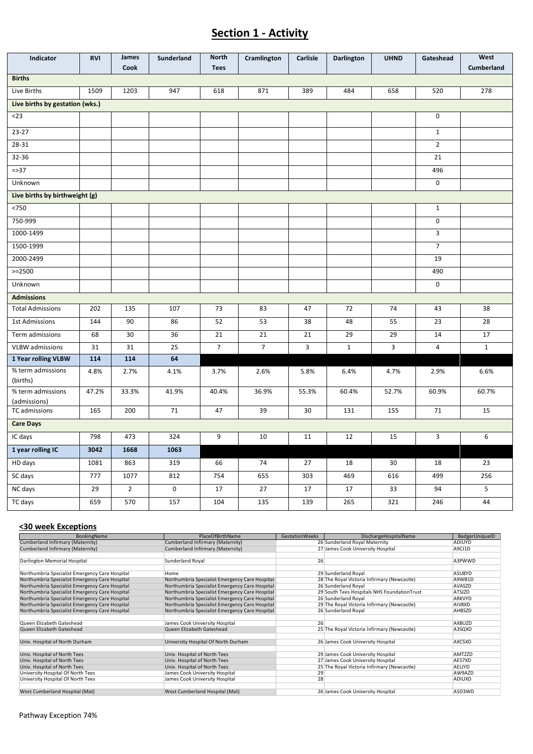# Section 1 - Activity

| Indicator | RVI | James Cook | Sunderland | North Tees | Cramlington | Carlisle | Darlington | UHND | Gateshead | West Cumberland |
|---|---|---|---|---|---|---|---|---|---|---|
| **Births** | | | | | | | | | | |
| Live Births | 1509 | 1203 | 947 | 618 | 871 | 389 | 484 | 658 | 520 | 278 |
| **Live births by gestation (wks.)** | | | | | | | | | | |
| <23 | | | | | | | | | 0 | |
| 23-27 | | | | | | | | | 1 | |
| 28-31 | | | | | | | | | 2 | |
| 32-36 | | | | | | | | | 21 | |
| =>37 | | | | | | | | | 496 | |
| Unknown | | | | | | | | | 0 | |
| **Live births by birthweight (g)** | | | | | | | | | | |
| <750 | | | | | | | | | 1 | |
| 750-999 | | | | | | | | | 0 | |
| 1000-1499 | | | | | | | | | 3 | |
| 1500-1999 | | | | | | | | | 7 | |
| 2000-2499 | | | | | | | | | 19 | |
| >=2500 | | | | | | | | | 490 | |
| Unknown | | | | | | | | | 0 | |
| **Admissions** | | | | | | | | | | |
| Total Admissions | 202 | 135 | 107 | 73 | 83 | 47 | 72 | 74 | 43 | 38 |
| 1st Admissions | 144 | 90 | 86 | 52 | 53 | 38 | 48 | 55 | 23 | 28 |
| Term admissions | 68 | 30 | 36 | 21 | 21 | 21 | 29 | 29 | 14 | 17 |
| VLBW admissions | 31 | 31 | 25 | 7 | 7 | 3 | 1 | 3 | 4 | 1 |
| **1 Year rolling VLBW** | **114** | **114** | **64** | | | | | | | |
| % term admissions (births) | 4.8% | 2.7% | 4.1% | 3.7% | 2.6% | 5.8% | 6.4% | 4.7% | 2.9% | 6.6% |
| % term admissions (admissions) | 47.2% | 33.3% | 41.9% | 40.4% | 36.9% | 55.3% | 60.4% | 52.7% | 60.9% | 60.7% |
| TC admissions | 165 | 200 | 71 | 47 | 39 | 30 | 131 | 155 | 71 | 15 |
| **Care Days** | | | | | | | | | | |
| IC days | 798 | 473 | 324 | 9 | 10 | 11 | 12 | 15 | 3 | 6 |
| **1 year rolling IC** | **3042** | **1668** | **1063** | | | | | | | |
| HD days | 1081 | 863 | 319 | 66 | 74 | 27 | 18 | 30 | 18 | 23 |
| SC days | 777 | 1077 | 812 | 754 | 655 | 303 | 469 | 616 | 499 | 256 |
| NC days | 29 | 2 | 0 | 17 | 27 | 17 | 17 | 33 | 94 | 5 |
| TC days | 659 | 570 | 157 | 104 | 135 | 139 | 265 | 321 | 246 | 44 |

## <30 week Exceptions

| BookingName | PlaceOfBirthName | GestationWeeks | DischargeHospitalName | BadgerUniqueID |
|---|---|---|---|---|
| Cumberland Infirmary (Maternity) | Cumberland Infirmary (Maternity) | 26 | Sunderland Royal Maternity | ADIUYD |
| Cumberland Infirmary (Maternity) | Cumberland Infirmary (Maternity) | 27 | James Cook University Hospital | A9CJ1D |
| | | | | |
| Darlington Memorial Hospital | Sunderland Royal | 26 | | A3PWWD |
| | | | | |
| Northumbria Specialist Emergency Care Hospital | Home | 29 | Sunderland Royal | A5U8YD |
| Northumbria Specialist Emergency Care Hospital | Northumbria Specialist Emergency Care Hospital | 28 | The Royal Victoria Infirmary (Newcastle) | A9WB1D |
| Northumbria Specialist Emergency Care Hospital | Northumbria Specialist Emergency Care Hospital | 26 | Sunderland Royal | AVASZD |
| Northumbria Specialist Emergency Care Hospital | Northumbria Specialist Emergency Care Hospital | 29 | South Tees Hospitals NHS FoundationTrust | ATSJZD |
| Northumbria Specialist Emergency Care Hospital | Northumbria Specialist Emergency Care Hospital | 26 | Sunderland Royal | ARKVYD |
| Northumbria Specialist Emergency Care Hospital | Northumbria Specialist Emergency Care Hospital | 29 | The Royal Victoria Infirmary (Newcastle) | AIV8XD |
| Northumbria Specialist Emergency Care Hospital | Northumbria Specialist Emergency Care Hospital | 26 | Sunderland Royal | AHBSZD |
| | | | | |
| Queen Elizabeth Gateshead | James Cook University Hospital | 26 | | AXBUZD |
| Queen Elizabeth Gateshead | Queen Elizabeth Gateshead | 25 | The Royal Victoria Infirmary (Newcastle) | A3SQXD |
| | | | | |
| Univ. Hospital of North Durham | University Hospital Of North Durham | 26 | James Cook University Hospital | AXC5XD |
| | | | | |
| Univ. Hospital of North Tees | Univ. Hospital of North Tees | 29 | James Cook University Hospital | AMTZZD |
| Univ. Hospital of North Tees | Univ. Hospital of North Tees | 27 | James Cook University Hospital | AE57XD |
| Univ. Hospital of North Tees | Univ. Hospital of North Tees | 25 | The Royal Victoria Infirmary (Newcastle) | AELJYD |
| University Hospital Of North Tees | James Cook University Hospital | 29 | | AW9AZD |
| University Hospital Of North Tees | James Cook University Hospital | 28 | | ADIUXD |
| | | | | |
| West Cumberland Hospital (Mat) | West Cumberland Hospital (Mat) | 26 | James Cook University Hospital | A5D3WD |

Pathway Exception 74%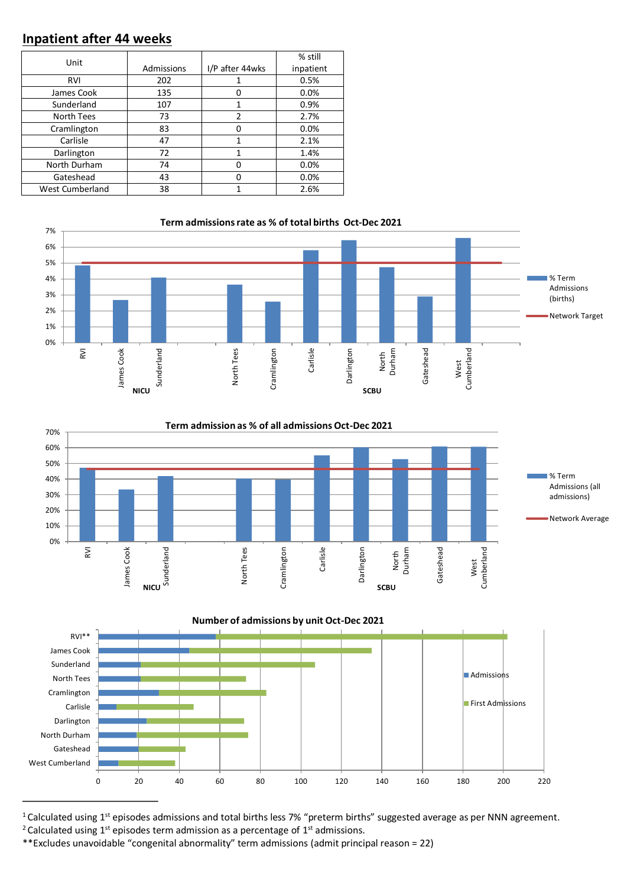## Inpatient after 44 weeks

| Unit | Admissions | I/P after 44wks | % still inpatient |
|---|---|---|---|
| RVI | 202 | 1 | 0.5% |
| James Cook | 135 | 0 | 0.0% |
| Sunderland | 107 | 1 | 0.9% |
| North Tees | 73 | 2 | 2.7% |
| Cramlington | 83 | 0 | 0.0% |
| Carlisle | 47 | 1 | 2.1% |
| Darlington | 72 | 1 | 1.4% |
| North Durham | 74 | 0 | 0.0% |
| Gateshead | 43 | 0 | 0.0% |
| West Cumberland | 38 | 1 | 2.6% |

**Term admissions rate as % of total births Oct-Dec 2021**

(Chart: % Term Admissions (births) by unit — NICU: RVI, James Cook, Sunderland; SCBU: North Tees, Cramlington, Carlisle, Darlington, North Durham, Gateshead, West Cumberland — with Network Target line at 5%.)

**Term admission as % of all admissions Oct-Dec 2021**

(Chart: % Term Admissions (all admissions) by unit — NICU: RVI, James Cook, Sunderland; SCBU: North Tees, Cramlington, Carlisle, Darlington, North Durham, Gateshead, West Cumberland — with Network Average line.)

**Number of admissions by unit Oct-Dec 2021**

(Chart: Admissions and First Admissions by unit — RVI**, James Cook, Sunderland, North Tees, Cramlington, Carlisle, Darlington, North Durham, Gateshead, West Cumberland.)

---

[1] Calculated using 1st episodes admissions and total births less 7% "preterm births" suggested average as per NNN agreement.

[2] Calculated using 1st episodes term admission as a percentage of 1st admissions.

**Excludes unavoidable "congenital abnormality" term admissions (admit principal reason = 22)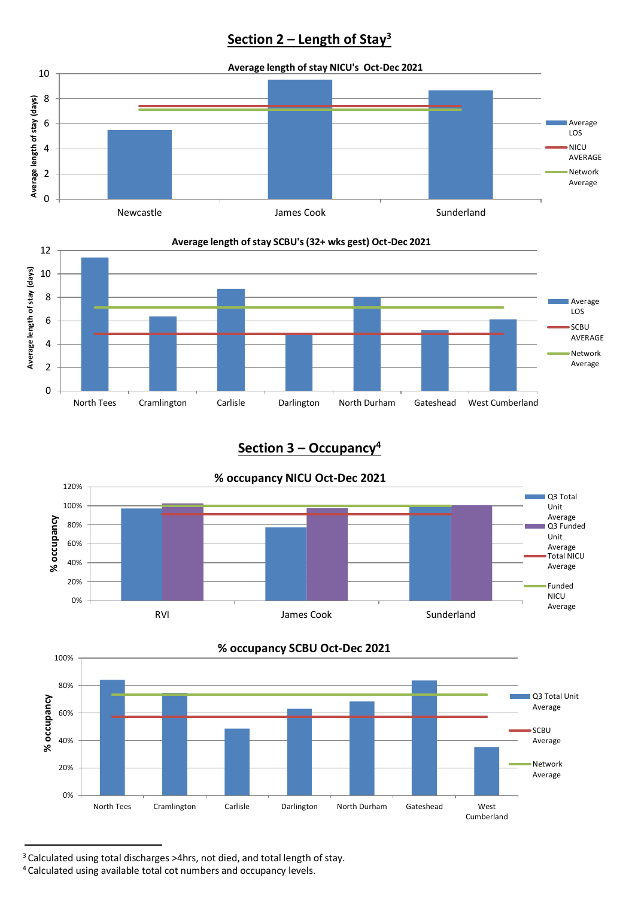## Section 2 – Length of Stay[3]

**Average length of stay NICU's Oct-Dec 2021**

Average length of stay (days)

Newcastle | James Cook | Sunderland

Legend: Average LOS, NICU AVERAGE, Network Average

**Average length of stay SCBU's (32+ wks gest) Oct-Dec 2021**

Average length of stay (days)

North Tees | Cramlington | Carlisle | Darlington | North Durham | Gateshead | West Cumberland

Legend: Average LOS, SCBU AVERAGE, Network Average

## Section 3 – Occupancy[4]

**% occupancy NICU Oct-Dec 2021**

% occupancy

RVI | James Cook | Sunderland

Legend: Q3 Total Unit Average, Q3 Funded Unit Average, Total NICU Average, Funded NICU Average

**% occupancy SCBU Oct-Dec 2021**

% occupancy

North Tees | Cramlington | Carlisle | Darlington | North Durham | Gateshead | West Cumberland

Legend: Q3 Total Unit Average, SCBU Average, Network Average

---

[3] Calculated using total discharges >4hrs, not died, and total length of stay.

[4] Calculated using available total cot numbers and occupancy levels.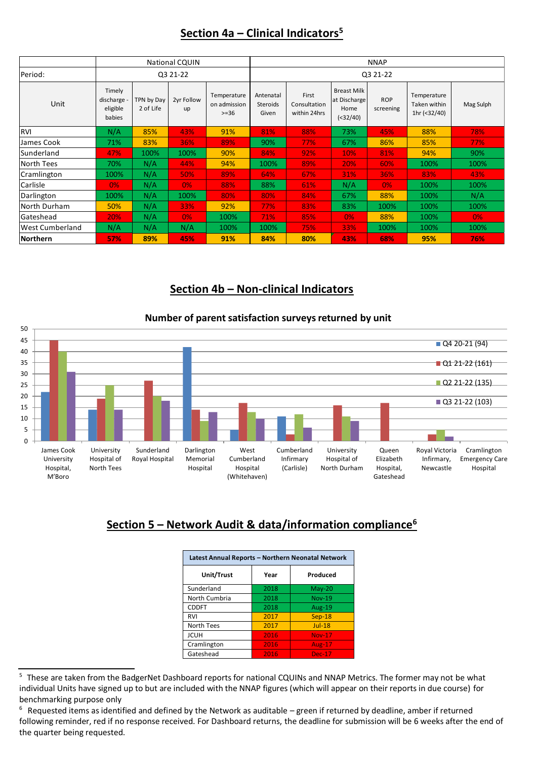## Section 4a – Clinical Indicators[5]

| | National CQUIN | | | | NNAP | | | | | |
|---|---|---|---|---|---|---|---|---|---|---|
| Period: | Q3 21-22 | | | | Q3 21-22 | | | | | |
| Unit | Timely discharge - eligible babies | TPN by Day 2 of Life | 2yr Follow up | Temperature on admission >=36 | Antenatal Steroids Given | First Consultation within 24hrs | Breast Milk at Discharge Home (<32/40) | ROP screening | Temperature Taken within 1hr (<32/40) | Mag Sulph |
| RVI | N/A | 85% | 43% | 91% | 81% | 88% | 73% | 45% | 88% | 78% |
| James Cook | 71% | 83% | 36% | 89% | 90% | 77% | 67% | 86% | 85% | 77% |
| Sunderland | 47% | 100% | 100% | 90% | 84% | 92% | 10% | 81% | 94% | 90% |
| North Tees | 70% | N/A | 44% | 94% | 100% | 89% | 20% | 60% | 100% | 100% |
| Cramlington | 100% | N/A | 50% | 89% | 64% | 67% | 31% | 36% | 83% | 43% |
| Carlisle | 0% | N/A | 0% | 88% | 88% | 61% | N/A | 0% | 100% | 100% |
| Darlington | 100% | N/A | 100% | 80% | 80% | 84% | 67% | 88% | 100% | N/A |
| North Durham | 50% | N/A | 33% | 92% | 77% | 83% | 83% | 100% | 100% | 100% |
| Gateshead | 20% | N/A | 0% | 100% | 71% | 85% | 0% | 88% | 100% | 0% |
| West Cumberland | N/A | N/A | N/A | 100% | 100% | 75% | 33% | 100% | 100% | 100% |
| **Northern** | **57%** | **89%** | **45%** | **91%** | **84%** | **80%** | **43%** | **68%** | **95%** | **76%** |

## Section 4b – Non-clinical Indicators

**Number of parent satisfaction surveys returned by unit**

Legend: Q4 20-21 (94); Q1 21-22 (161); Q2 21-22 (135); Q3 21-22 (103)

Units: James Cook University Hospital, M'Boro; University Hospital of North Tees; Sunderland Royal Hospital; Darlington Memorial Hospital; West Cumberland Hospital (Whitehaven); Cumberland Infirmary (Carlisle); University Hospital of North Durham; Queen Elizabeth Hospital, Gateshead; Royal Victoria Infirmary, Newcastle; Cramlington Emergency Care Hospital

## Section 5 – Network Audit & data/information compliance[6]

| Latest Annual Reports – Northern Neonatal Network | | |
|---|---|---|
| **Unit/Trust** | **Year** | **Produced** |
| Sunderland | 2018 | May-20 |
| North Cumbria | 2018 | Nov-19 |
| CDDFT | 2018 | Aug-19 |
| RVI | 2017 | Sep-18 |
| North Tees | 2017 | Jul-18 |
| JCUH | 2016 | Nov-17 |
| Cramlington | 2016 | Aug-17 |
| Gateshead | 2016 | Dec-17 |

---

[5] These are taken from the BadgerNet Dashboard reports for national CQUINs and NNAP Metrics. The former may not be what individual Units have signed up to but are included with the NNAP figures (which will appear on their reports in due course) for benchmarking purpose only

[6] Requested items as identified and defined by the Network as auditable – green if returned by deadline, amber if returned following reminder, red if no response received. For Dashboard returns, the deadline for submission will be 6 weeks after the end of the quarter being requested.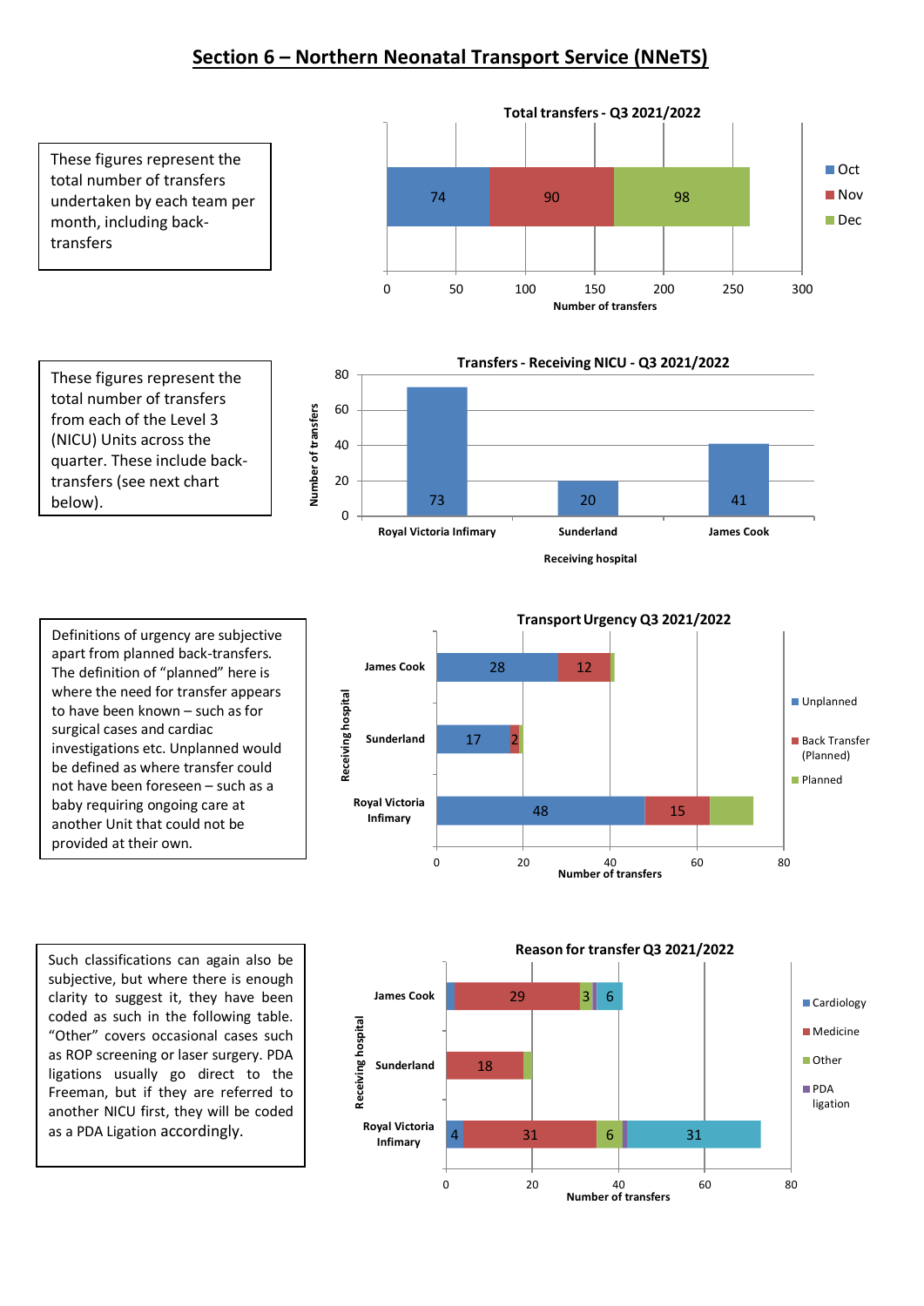# Section 6 – Northern Neonatal Transport Service (NNeTS)

These figures represent the total number of transfers undertaken by each team per month, including back-transfers

**Total transfers - Q3 2021/2022**

| Month | Number of transfers |
|---|---|
| Oct | 74 |
| Nov | 90 |
| Dec | 98 |

These figures represent the total number of transfers from each of the Level 3 (NICU) Units across the quarter. These include back-transfers (see next chart below).

**Transfers - Receiving NICU - Q3 2021/2022**

| Receiving hospital | Number of transfers |
|---|---|
| Royal Victoria Infimary | 73 |
| Sunderland | 20 |
| James Cook | 41 |

Definitions of urgency are subjective apart from planned back-transfers. The definition of "planned" here is where the need for transfer appears to have been known – such as for surgical cases and cardiac investigations etc. Unplanned would be defined as where transfer could not have been foreseen – such as a baby requiring ongoing care at another Unit that could not be provided at their own.

**Transport Urgency Q3 2021/2022**

| Receiving hospital | Unplanned | Back Transfer (Planned) | Planned |
|---|---|---|---|
| James Cook | 28 | 12 | |
| Sunderland | 17 | 2 | |
| Royal Victoria Infirmary | 48 | 15 | |

Such classifications can again also be subjective, but where there is enough clarity to suggest it, they have been coded as such in the following table. "Other" covers occasional cases such as ROP screening or laser surgery. PDA ligations usually go direct to the Freeman, but if they are referred to another NICU first, they will be coded as a PDA Ligation accordingly.

**Reason for transfer Q3 2021/2022**

| Receiving hospital | Cardiology | Medicine | Other | PDA ligation | (unlabelled) |
|---|---|---|---|---|---|
| James Cook | | 29 | 3 | | 6 |
| Sunderland | | 18 | | | |
| Royal Victoria Infimary | 4 | 31 | 6 | | 31 |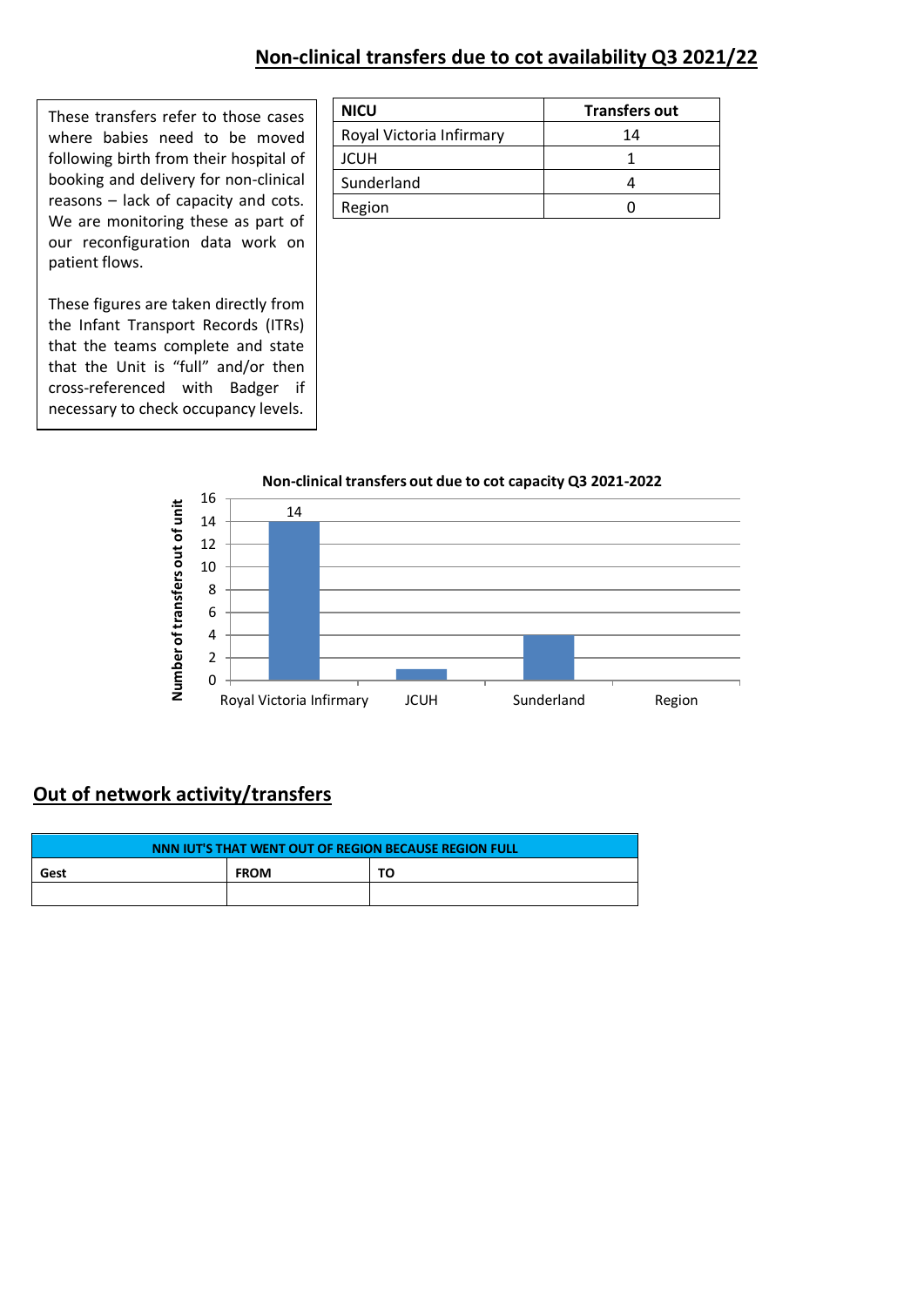## Non-clinical transfers due to cot availability Q3 2021/22

These transfers refer to those cases where babies need to be moved following birth from their hospital of booking and delivery for non-clinical reasons – lack of capacity and cots. We are monitoring these as part of our reconfiguration data work on patient flows.

These figures are taken directly from the Infant Transport Records (ITRs) that the teams complete and state that the Unit is "full" and/or then cross-referenced with Badger if necessary to check occupancy levels.

| NICU | Transfers out |
|---|---|
| Royal Victoria Infirmary | 14 |
| JCUH | 1 |
| Sunderland | 4 |
| Region | 0 |

Non-clinical transfers out due to cot capacity Q3 2021-2022

Number of transfers out of unit

16
14
12
10
8
6
4
2
0

14

Royal Victoria Infirmary
JCUH
Sunderland
Region

## Out of network activity/transfers

| NNN IUT'S THAT WENT OUT OF REGION BECAUSE REGION FULL | | |
|---|---|---|
| **Gest** | **FROM** | **TO** |
| | | |